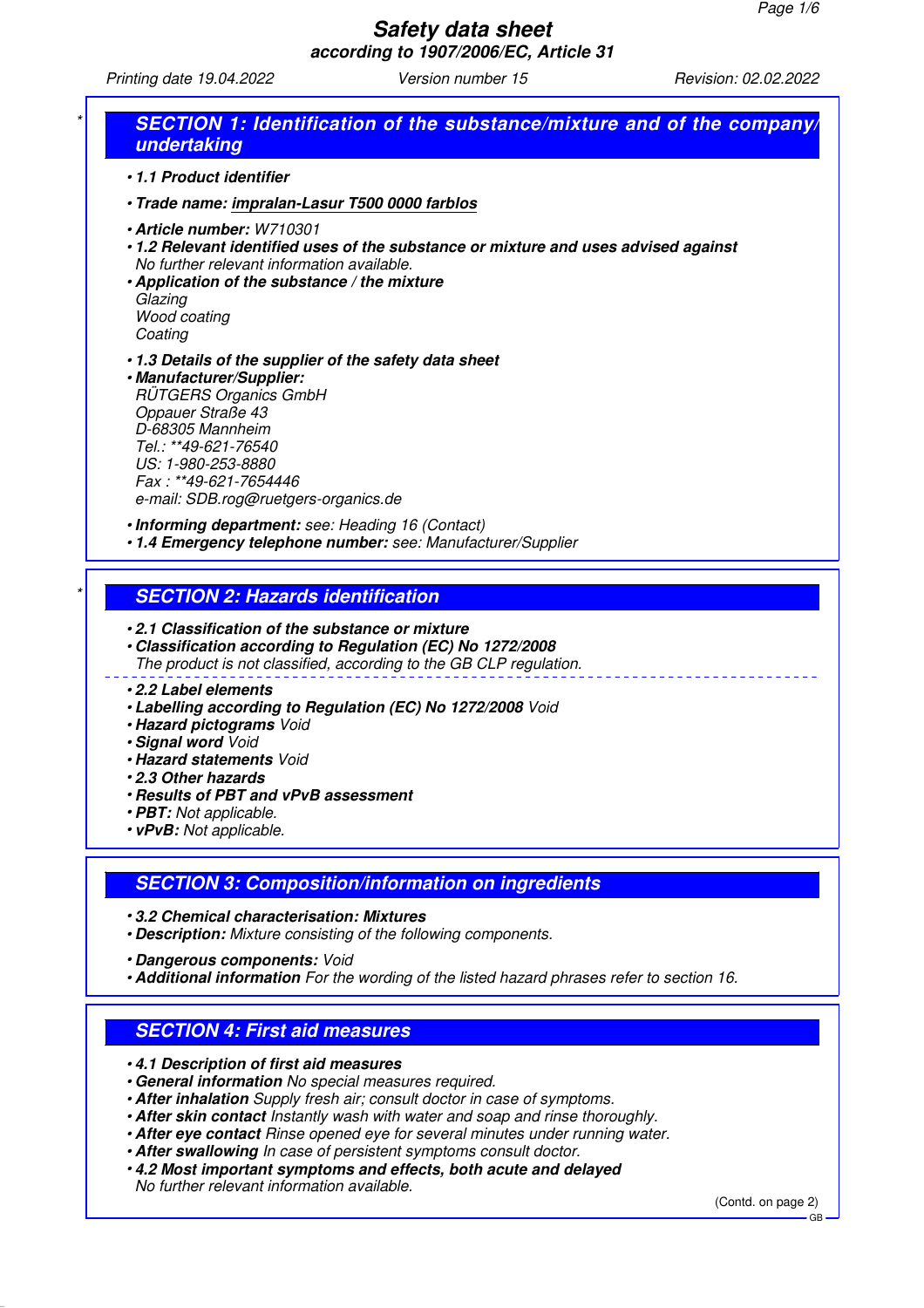# Safety data sheet

**according to 1907/2006/EC, Article 31**

Printing date 19.04.2022 | Version number 15 | Revision: 02.02.2022

## SECTION 1: Identification of the substance/mixture and of the company/undertaking

- **1.1 Product identifier**
- **Trade name: impralan-Lasur T500 0000 farblos**
- **Article number:** W710301
- **1.2 Relevant identified uses of the substance or mixture and uses advised against**
  No further relevant information available.
- **Application of the substance / the mixture**
  Glazing
  Wood coating
  Coating
- **1.3 Details of the supplier of the safety data sheet**
- **Manufacturer/Supplier:**
  RÜTGERS Organics GmbH
  Oppauer Straße 43
  D-68305 Mannheim
  Tel.: **49-621-76540
  US: 1-980-253-8880
  Fax : **49-621-7654446
  e-mail: SDB.rog@ruetgers-organics.de
- **Informing department:** see: Heading 16 (Contact)
- **1.4 Emergency telephone number:** see: Manufacturer/Supplier

## SECTION 2: Hazards identification

- **2.1 Classification of the substance or mixture**
- **Classification according to Regulation (EC) No 1272/2008**
  The product is not classified, according to the GB CLP regulation.
- **2.2 Label elements**
- **Labelling according to Regulation (EC) No 1272/2008** Void
- **Hazard pictograms** Void
- **Signal word** Void
- **Hazard statements** Void
- **2.3 Other hazards**
- **Results of PBT and vPvB assessment**
- **PBT:** Not applicable.
- **vPvB:** Not applicable.

## SECTION 3: Composition/information on ingredients

- **3.2 Chemical characterisation: Mixtures**
- **Description:** Mixture consisting of the following components.
- **Dangerous components:** Void
- **Additional information** For the wording of the listed hazard phrases refer to section 16.

## SECTION 4: First aid measures

- **4.1 Description of first aid measures**
- **General information** No special measures required.
- **After inhalation** Supply fresh air; consult doctor in case of symptoms.
- **After skin contact** Instantly wash with water and soap and rinse thoroughly.
- **After eye contact** Rinse opened eye for several minutes under running water.
- **After swallowing** In case of persistent symptoms consult doctor.
- **4.2 Most important symptoms and effects, both acute and delayed**
  No further relevant information available.

(Contd. on page 2)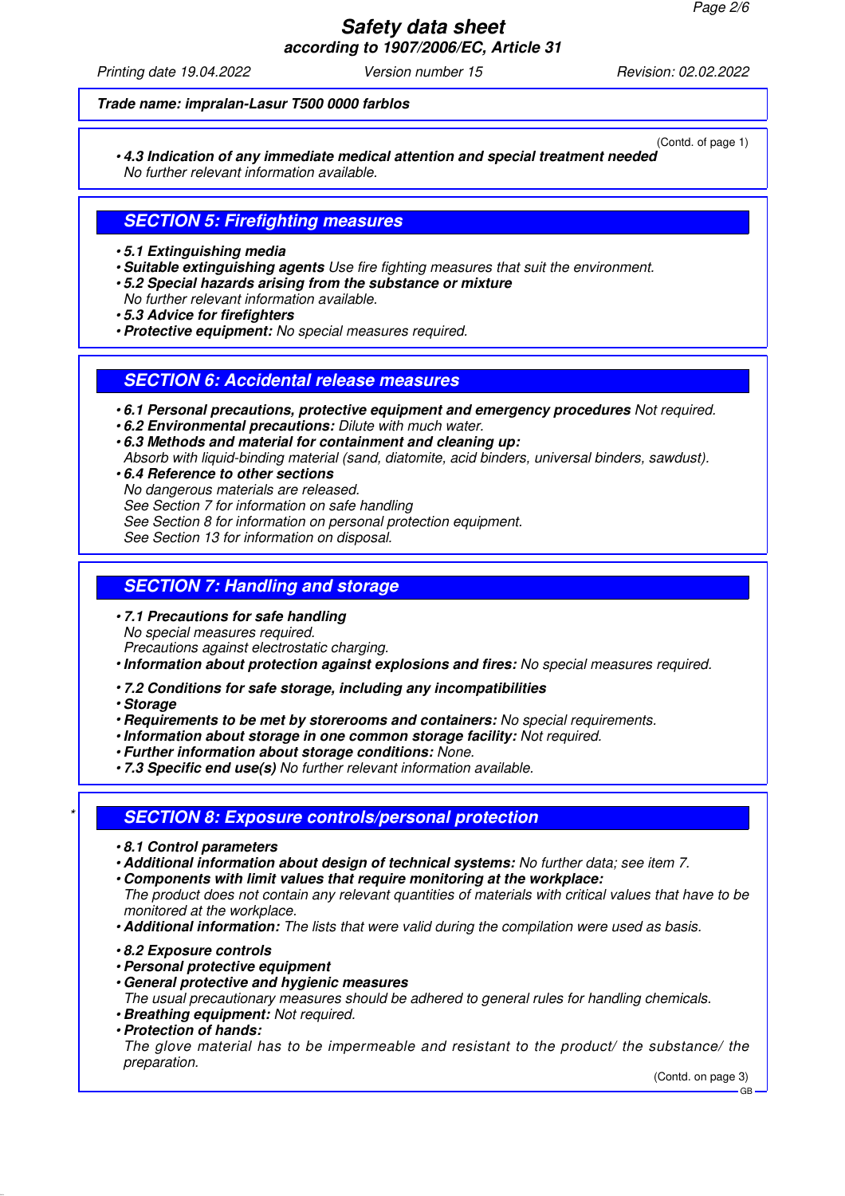**Trade name: impralan-Lasur T500 0000 farblos**

(Contd. of page 1)

- ***4.3 Indication of any immediate medical attention and special treatment needed***
  *No further relevant information available.*

## SECTION 5: Firefighting measures

- ***5.1 Extinguishing media***
- ***Suitable extinguishing agents*** *Use fire fighting measures that suit the environment.*
- ***5.2 Special hazards arising from the substance or mixture***
  *No further relevant information available.*
- ***5.3 Advice for firefighters***
- ***Protective equipment:*** *No special measures required.*

## SECTION 6: Accidental release measures

- ***6.1 Personal precautions, protective equipment and emergency procedures*** *Not required.*
- ***6.2 Environmental precautions:*** *Dilute with much water.*
- ***6.3 Methods and material for containment and cleaning up:***
  *Absorb with liquid-binding material (sand, diatomite, acid binders, universal binders, sawdust).*
- ***6.4 Reference to other sections***
  *No dangerous materials are released.*
  *See Section 7 for information on safe handling*
  *See Section 8 for information on personal protection equipment.*
  *See Section 13 for information on disposal.*

## SECTION 7: Handling and storage

- ***7.1 Precautions for safe handling***
  *No special measures required.*
  *Precautions against electrostatic charging.*
- ***Information about protection against explosions and fires:*** *No special measures required.*
- ***7.2 Conditions for safe storage, including any incompatibilities***
- ***Storage***
- ***Requirements to be met by storerooms and containers:*** *No special requirements.*
- ***Information about storage in one common storage facility:*** *Not required.*
- ***Further information about storage conditions:*** *None.*
- ***7.3 Specific end use(s)*** *No further relevant information available.*

## SECTION 8: Exposure controls/personal protection

- ***8.1 Control parameters***
- ***Additional information about design of technical systems:*** *No further data; see item 7.*
- ***Components with limit values that require monitoring at the workplace:***
  *The product does not contain any relevant quantities of materials with critical values that have to be monitored at the workplace.*
- ***Additional information:*** *The lists that were valid during the compilation were used as basis.*
- ***8.2 Exposure controls***
- ***Personal protective equipment***
- ***General protective and hygienic measures***
  *The usual precautionary measures should be adhered to general rules for handling chemicals.*
- ***Breathing equipment:*** *Not required.*
- ***Protection of hands:***
  *The glove material has to be impermeable and resistant to the product/ the substance/ the preparation.*

(Contd. on page 3)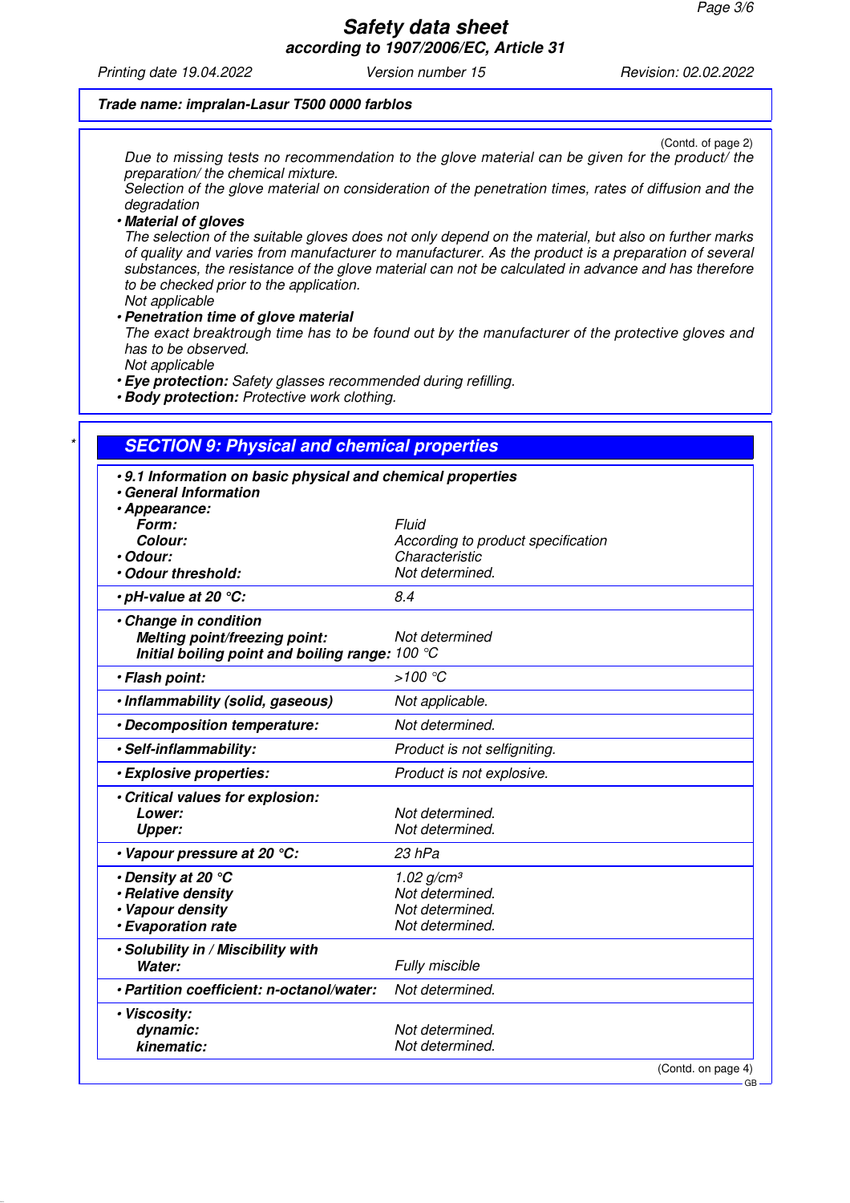**Trade name: impralan-Lasur T500 0000 farblos**

(Contd. of page 2)

Due to missing tests no recommendation to the glove material can be given for the product/ the preparation/ the chemical mixture.
Selection of the glove material on consideration of the penetration times, rates of diffusion and the degradation

- **Material of gloves**
  The selection of the suitable gloves does not only depend on the material, but also on further marks of quality and varies from manufacturer to manufacturer. As the product is a preparation of several substances, the resistance of the glove material can not be calculated in advance and has therefore to be checked prior to the application.
  Not applicable
- **Penetration time of glove material**
  The exact breaktrough time has to be found out by the manufacturer of the protective gloves and has to be observed.
  Not applicable
- **Eye protection:** Safety glasses recommended during refilling.
- **Body protection:** Protective work clothing.

\*

## SECTION 9: Physical and chemical properties

| | |
|---|---|
| **• 9.1 Information on basic physical and chemical properties** | |
| **• General Information** | |
| **• Appearance:** | |
| **Form:** | Fluid |
| **Colour:** | According to product specification |
| **• Odour:** | Characteristic |
| **• Odour threshold:** | Not determined. |
| **• pH-value at 20 °C:** | 8.4 |
| **• Change in condition** | |
| **Melting point/freezing point:** | Not determined |
| **Initial boiling point and boiling range:** | 100 °C |
| **• Flash point:** | >100 °C |
| **• Inflammability (solid, gaseous)** | Not applicable. |
| **• Decomposition temperature:** | Not determined. |
| **• Self-inflammability:** | Product is not selfigniting. |
| **• Explosive properties:** | Product is not explosive. |
| **• Critical values for explosion:** | |
| **Lower:** | Not determined. |
| **Upper:** | Not determined. |
| **• Vapour pressure at 20 °C:** | 23 hPa |
| **• Density at 20 °C** | 1.02 g/cm³ |
| **• Relative density** | Not determined. |
| **• Vapour density** | Not determined. |
| **• Evaporation rate** | Not determined. |
| **• Solubility in / Miscibility with** | |
| **Water:** | Fully miscible |
| **• Partition coefficient: n-octanol/water:** | Not determined. |
| **• Viscosity:** | |
| **dynamic:** | Not determined. |
| **kinematic:** | Not determined. |

(Contd. on page 4)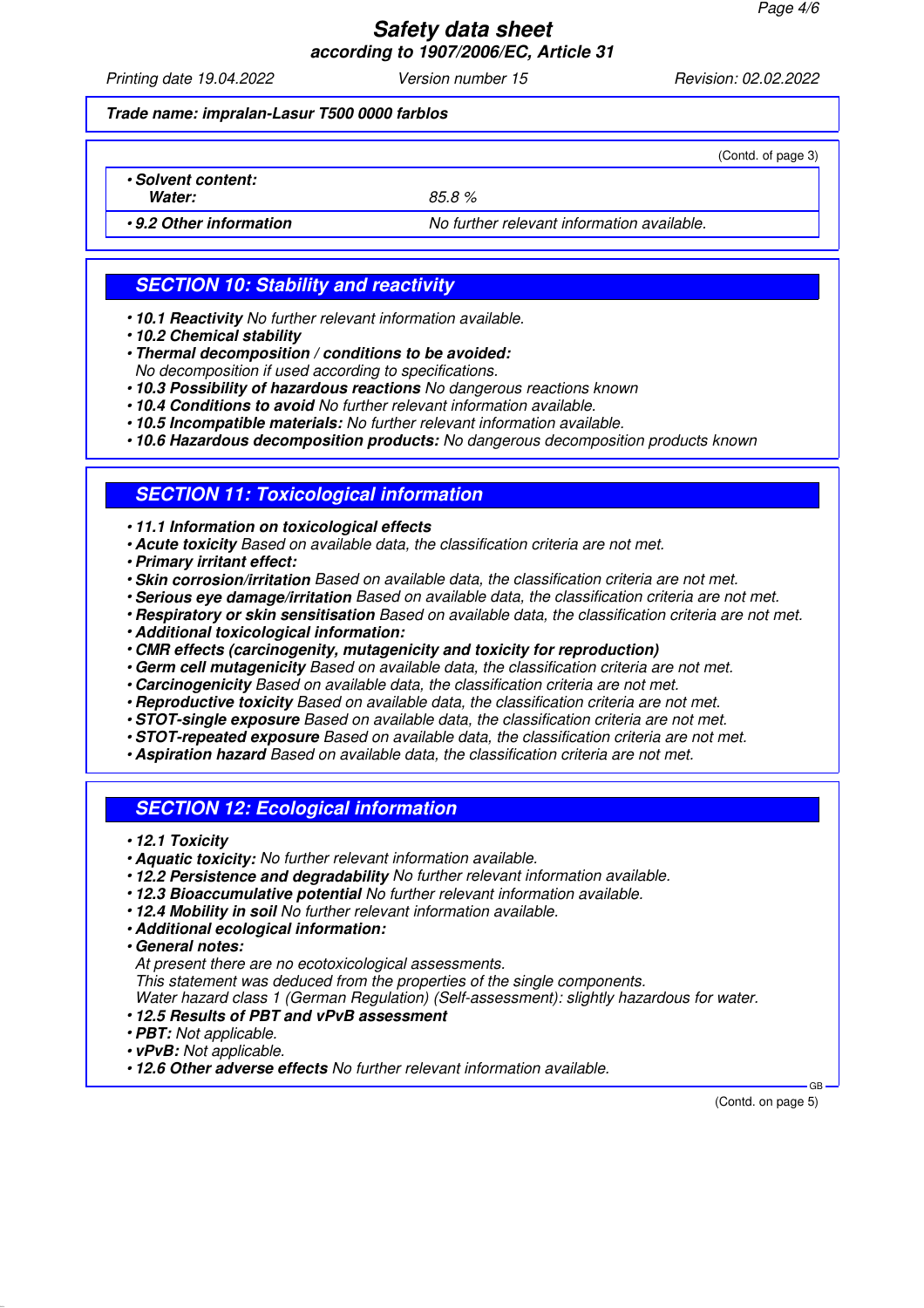**Trade name: impralan-Lasur T500 0000 farblos**

(Contd. of page 3)

| | |
|---|---|
| • **Solvent content:** | |
| **Water:** | 85.8 % |
| • **9.2 Other information** | No further relevant information available. |

## SECTION 10: Stability and reactivity

- **10.1 Reactivity** No further relevant information available.
- **10.2 Chemical stability**
- **Thermal decomposition / conditions to be avoided:**
  No decomposition if used according to specifications.
- **10.3 Possibility of hazardous reactions** No dangerous reactions known
- **10.4 Conditions to avoid** No further relevant information available.
- **10.5 Incompatible materials:** No further relevant information available.
- **10.6 Hazardous decomposition products:** No dangerous decomposition products known

## SECTION 11: Toxicological information

- **11.1 Information on toxicological effects**
- **Acute toxicity** Based on available data, the classification criteria are not met.
- **Primary irritant effect:**
- **Skin corrosion/irritation** Based on available data, the classification criteria are not met.
- **Serious eye damage/irritation** Based on available data, the classification criteria are not met.
- **Respiratory or skin sensitisation** Based on available data, the classification criteria are not met.
- **Additional toxicological information:**
- **CMR effects (carcinogenity, mutagenicity and toxicity for reproduction)**
- **Germ cell mutagenicity** Based on available data, the classification criteria are not met.
- **Carcinogenicity** Based on available data, the classification criteria are not met.
- **Reproductive toxicity** Based on available data, the classification criteria are not met.
- **STOT-single exposure** Based on available data, the classification criteria are not met.
- **STOT-repeated exposure** Based on available data, the classification criteria are not met.
- **Aspiration hazard** Based on available data, the classification criteria are not met.

## SECTION 12: Ecological information

- **12.1 Toxicity**
- **Aquatic toxicity:** No further relevant information available.
- **12.2 Persistence and degradability** No further relevant information available.
- **12.3 Bioaccumulative potential** No further relevant information available.
- **12.4 Mobility in soil** No further relevant information available.
- **Additional ecological information:**
- **General notes:**
  At present there are no ecotoxicological assessments.
  This statement was deduced from the properties of the single components.
  Water hazard class 1 (German Regulation) (Self-assessment): slightly hazardous for water.
- **12.5 Results of PBT and vPvB assessment**
- **PBT:** Not applicable.
- **vPvB:** Not applicable.
- **12.6 Other adverse effects** No further relevant information available.

(Contd. on page 5)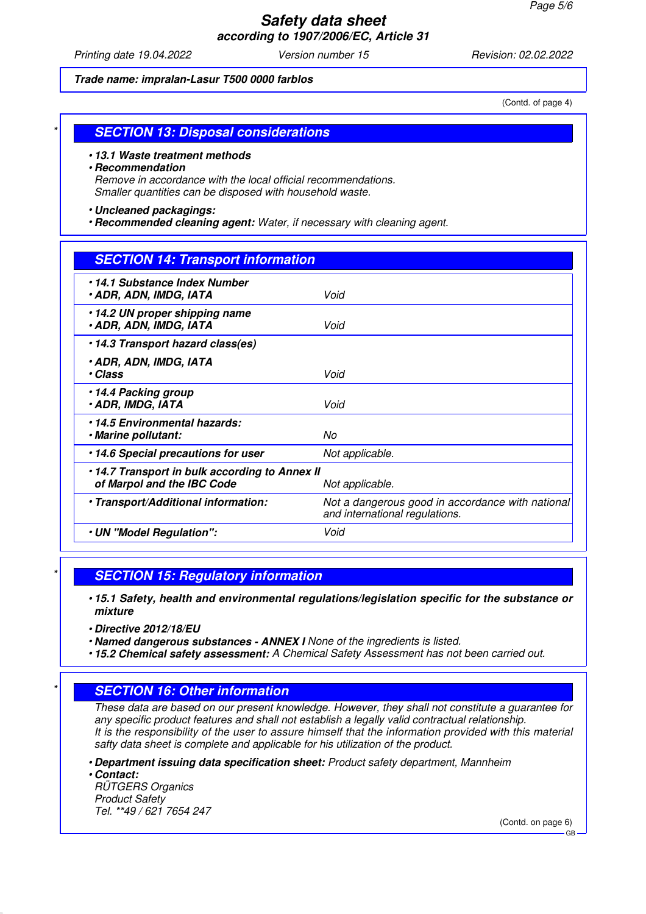Trade name: impralan-Lasur T500 0000 farblos

(Contd. of page 4)

## SECTION 13: Disposal considerations

- **13.1 Waste treatment methods**
- **Recommendation**
  Remove in accordance with the local official recommendations.
  Smaller quantities can be disposed with household waste.
- **Uncleaned packagings:**
- **Recommended cleaning agent:** Water, if necessary with cleaning agent.

## SECTION 14: Transport information

| | |
|---|---|
| • **14.1 Substance Index Number**<br>• **ADR, ADN, IMDG, IATA** | Void |
| • **14.2 UN proper shipping name**<br>• **ADR, ADN, IMDG, IATA** | Void |
| • **14.3 Transport hazard class(es)**<br>• **ADR, ADN, IMDG, IATA**<br>• **Class** | Void |
| • **14.4 Packing group**<br>• **ADR, IMDG, IATA** | Void |
| • **14.5 Environmental hazards:**<br>• **Marine pollutant:** | No |
| • **14.6 Special precautions for user** | Not applicable. |
| • **14.7 Transport in bulk according to Annex II of Marpol and the IBC Code** | Not applicable. |
| • **Transport/Additional information:** | Not a dangerous good in accordance with national and international regulations. |
| • **UN "Model Regulation":** | Void |

## SECTION 15: Regulatory information

- **15.1 Safety, health and environmental regulations/legislation specific for the substance or mixture**
- **Directive 2012/18/EU**
- **Named dangerous substances - ANNEX I** None of the ingredients is listed.
- **15.2 Chemical safety assessment:** A Chemical Safety Assessment has not been carried out.

## SECTION 16: Other information

These data are based on our present knowledge. However, they shall not constitute a guarantee for any specific product features and shall not establish a legally valid contractual relationship.
It is the responsibility of the user to assure himself that the information provided with this material safty data sheet is complete and applicable for his utilization of the product.

- **Department issuing data specification sheet:** Product safety department, Mannheim
- **Contact:**
  RÜTGERS Organics
  Product Safety
  Tel. **49 / 621 7654 247

(Contd. on page 6)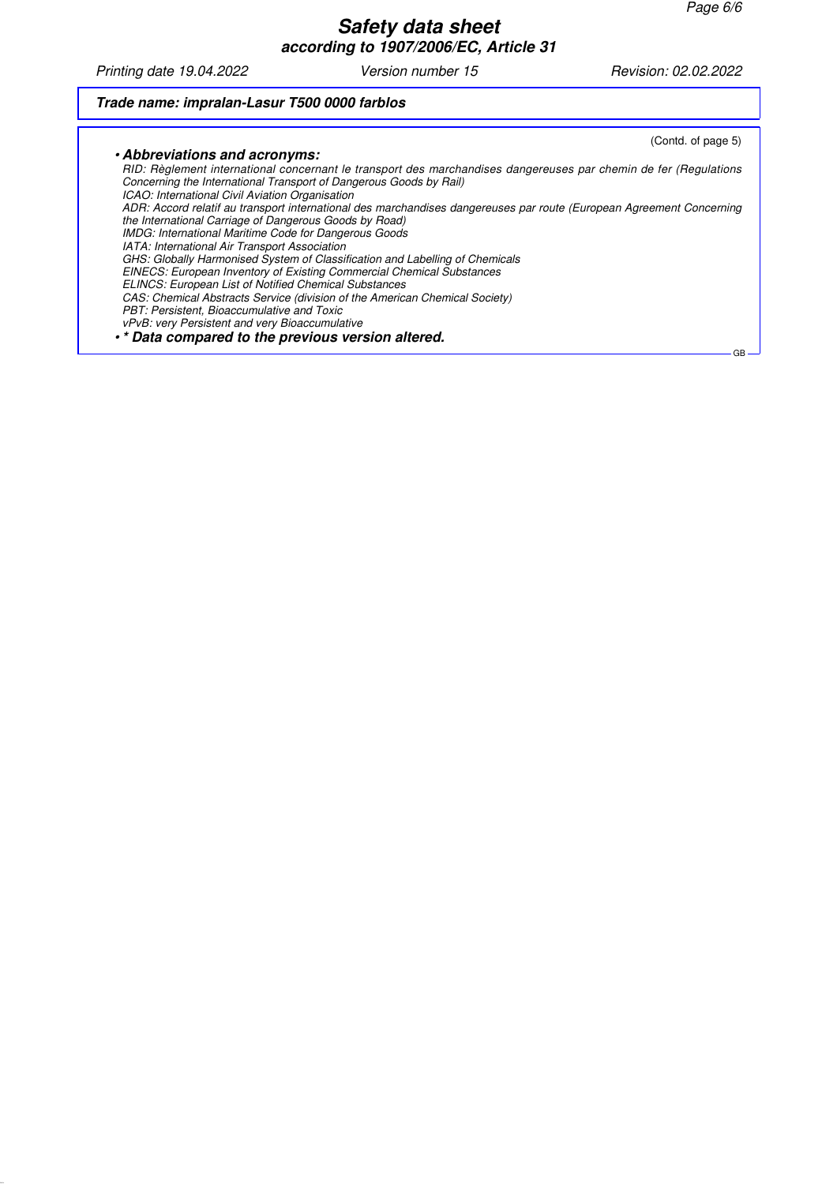(Contd. of page 5)

- ***Abbreviations and acronyms:***

*RID: Règlement international concernant le transport des marchandises dangereuses par chemin de fer (Regulations Concerning the International Transport of Dangerous Goods by Rail)*
*ICAO: International Civil Aviation Organisation*
*ADR: Accord relatif au transport international des marchandises dangereuses par route (European Agreement Concerning the International Carriage of Dangerous Goods by Road)*
*IMDG: International Maritime Code for Dangerous Goods*
*IATA: International Air Transport Association*
*GHS: Globally Harmonised System of Classification and Labelling of Chemicals*
*EINECS: European Inventory of Existing Commercial Chemical Substances*
*ELINCS: European List of Notified Chemical Substances*
*CAS: Chemical Abstracts Service (division of the American Chemical Society)*
*PBT: Persistent, Bioaccumulative and Toxic*
*vPvB: very Persistent and very Bioaccumulative*

- ***\* Data compared to the previous version altered.***

GB